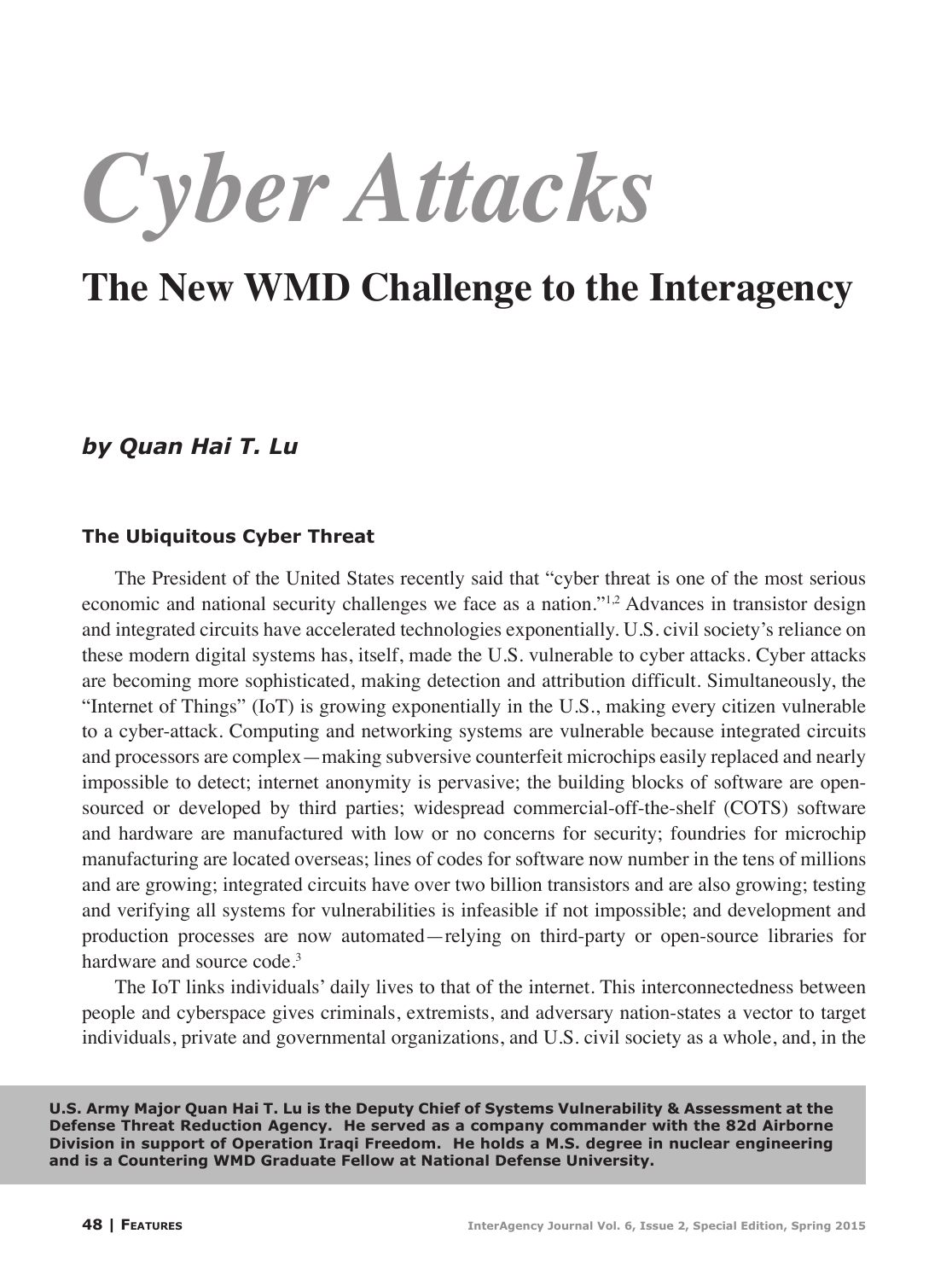# *Cyber Attacks*

## The New WMD Challenge to the Interagency

***by Quan Hai T. Lu***

### The Ubiquitous Cyber Threat

The President of the United States recently said that "cyber threat is one of the most serious economic and national security challenges we face as a nation."[1,2] Advances in transistor design and integrated circuits have accelerated technologies exponentially. U.S. civil society's reliance on these modern digital systems has, itself, made the U.S. vulnerable to cyber attacks. Cyber attacks are becoming more sophisticated, making detection and attribution difficult. Simultaneously, the "Internet of Things" (IoT) is growing exponentially in the U.S., making every citizen vulnerable to a cyber-attack. Computing and networking systems are vulnerable because integrated circuits and processors are complex—making subversive counterfeit microchips easily replaced and nearly impossible to detect; internet anonymity is pervasive; the building blocks of software are open-sourced or developed by third parties; widespread commercial-off-the-shelf (COTS) software and hardware are manufactured with low or no concerns for security; foundries for microchip manufacturing are located overseas; lines of codes for software now number in the tens of millions and are growing; integrated circuits have over two billion transistors and are also growing; testing and verifying all systems for vulnerabilities is infeasible if not impossible; and development and production processes are now automated—relying on third-party or open-source libraries for hardware and source code.[3]

The IoT links individuals' daily lives to that of the internet. This interconnectedness between people and cyberspace gives criminals, extremists, and adversary nation-states a vector to target individuals, private and governmental organizations, and U.S. civil society as a whole, and, in the

**U.S. Army Major Quan Hai T. Lu is the Deputy Chief of Systems Vulnerability & Assessment at the Defense Threat Reduction Agency. He served as a company commander with the 82d Airborne Division in support of Operation Iraqi Freedom. He holds a M.S. degree in nuclear engineering and is a Countering WMD Graduate Fellow at National Defense University.**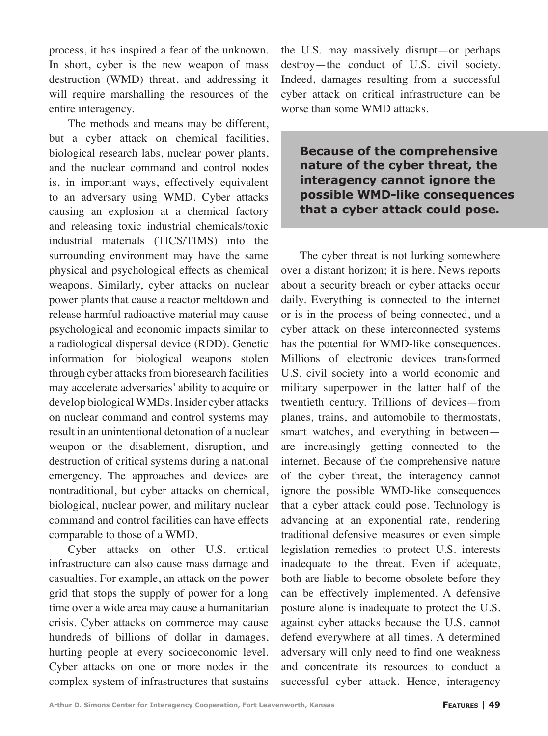process, it has inspired a fear of the unknown. In short, cyber is the new weapon of mass destruction (WMD) threat, and addressing it will require marshalling the resources of the entire interagency.

The methods and means may be different, but a cyber attack on chemical facilities, biological research labs, nuclear power plants, and the nuclear command and control nodes is, in important ways, effectively equivalent to an adversary using WMD. Cyber attacks causing an explosion at a chemical factory and releasing toxic industrial chemicals/toxic industrial materials (TICS/TIMS) into the surrounding environment may have the same physical and psychological effects as chemical weapons. Similarly, cyber attacks on nuclear power plants that cause a reactor meltdown and release harmful radioactive material may cause psychological and economic impacts similar to a radiological dispersal device (RDD). Genetic information for biological weapons stolen through cyber attacks from bioresearch facilities may accelerate adversaries' ability to acquire or develop biological WMDs. Insider cyber attacks on nuclear command and control systems may result in an unintentional detonation of a nuclear weapon or the disablement, disruption, and destruction of critical systems during a national emergency. The approaches and devices are nontraditional, but cyber attacks on chemical, biological, nuclear power, and military nuclear command and control facilities can have effects comparable to those of a WMD.

Cyber attacks on other U.S. critical infrastructure can also cause mass damage and casualties. For example, an attack on the power grid that stops the supply of power for a long time over a wide area may cause a humanitarian crisis. Cyber attacks on commerce may cause hundreds of billions of dollar in damages, hurting people at every socioeconomic level. Cyber attacks on one or more nodes in the complex system of infrastructures that sustains the U.S. may massively disrupt—or perhaps destroy—the conduct of U.S. civil society. Indeed, damages resulting from a successful cyber attack on critical infrastructure can be worse than some WMD attacks.

> **Because of the comprehensive nature of the cyber threat, the interagency cannot ignore the possible WMD-like consequences that a cyber attack could pose.**

The cyber threat is not lurking somewhere over a distant horizon; it is here. News reports about a security breach or cyber attacks occur daily. Everything is connected to the internet or is in the process of being connected, and a cyber attack on these interconnected systems has the potential for WMD-like consequences. Millions of electronic devices transformed U.S. civil society into a world economic and military superpower in the latter half of the twentieth century. Trillions of devices—from planes, trains, and automobile to thermostats, smart watches, and everything in between—are increasingly getting connected to the internet. Because of the comprehensive nature of the cyber threat, the interagency cannot ignore the possible WMD-like consequences that a cyber attack could pose. Technology is advancing at an exponential rate, rendering traditional defensive measures or even simple legislation remedies to protect U.S. interests inadequate to the threat. Even if adequate, both are liable to become obsolete before they can be effectively implemented. A defensive posture alone is inadequate to protect the U.S. against cyber attacks because the U.S. cannot defend everywhere at all times. A determined adversary will only need to find one weakness and concentrate its resources to conduct a successful cyber attack. Hence, interagency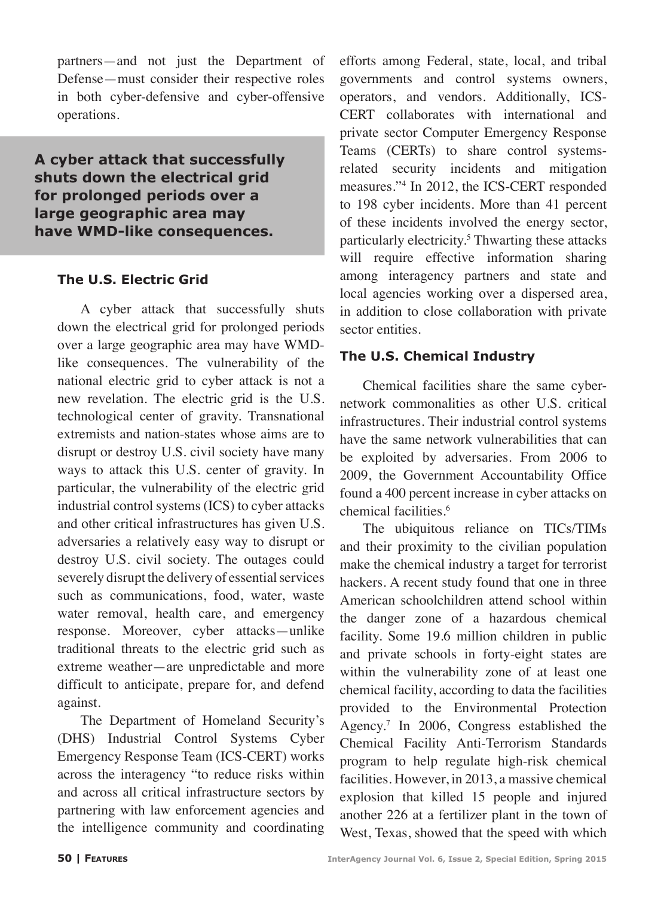partners—and not just the Department of Defense—must consider their respective roles in both cyber-defensive and cyber-offensive operations.

**A cyber attack that successfully shuts down the electrical grid for prolonged periods over a large geographic area may have WMD-like consequences.**

### The U.S. Electric Grid

A cyber attack that successfully shuts down the electrical grid for prolonged periods over a large geographic area may have WMD-like consequences. The vulnerability of the national electric grid to cyber attack is not a new revelation. The electric grid is the U.S. technological center of gravity. Transnational extremists and nation-states whose aims are to disrupt or destroy U.S. civil society have many ways to attack this U.S. center of gravity. In particular, the vulnerability of the electric grid industrial control systems (ICS) to cyber attacks and other critical infrastructures has given U.S. adversaries a relatively easy way to disrupt or destroy U.S. civil society. The outages could severely disrupt the delivery of essential services such as communications, food, water, waste water removal, health care, and emergency response. Moreover, cyber attacks—unlike traditional threats to the electric grid such as extreme weather—are unpredictable and more difficult to anticipate, prepare for, and defend against.

The Department of Homeland Security's (DHS) Industrial Control Systems Cyber Emergency Response Team (ICS-CERT) works across the interagency "to reduce risks within and across all critical infrastructure sectors by partnering with law enforcement agencies and the intelligence community and coordinating efforts among Federal, state, local, and tribal governments and control systems owners, operators, and vendors. Additionally, ICS-CERT collaborates with international and private sector Computer Emergency Response Teams (CERTs) to share control systems-related security incidents and mitigation measures."[4] In 2012, the ICS-CERT responded to 198 cyber incidents. More than 41 percent of these incidents involved the energy sector, particularly electricity.[5] Thwarting these attacks will require effective information sharing among interagency partners and state and local agencies working over a dispersed area, in addition to close collaboration with private sector entities.

### The U.S. Chemical Industry

Chemical facilities share the same cyber-network commonalities as other U.S. critical infrastructures. Their industrial control systems have the same network vulnerabilities that can be exploited by adversaries. From 2006 to 2009, the Government Accountability Office found a 400 percent increase in cyber attacks on chemical facilities.[6]

The ubiquitous reliance on TICs/TIMs and their proximity to the civilian population make the chemical industry a target for terrorist hackers. A recent study found that one in three American schoolchildren attend school within the danger zone of a hazardous chemical facility. Some 19.6 million children in public and private schools in forty-eight states are within the vulnerability zone of at least one chemical facility, according to data the facilities provided to the Environmental Protection Agency.[7] In 2006, Congress established the Chemical Facility Anti-Terrorism Standards program to help regulate high-risk chemical facilities. However, in 2013, a massive chemical explosion that killed 15 people and injured another 226 at a fertilizer plant in the town of West, Texas, showed that the speed with which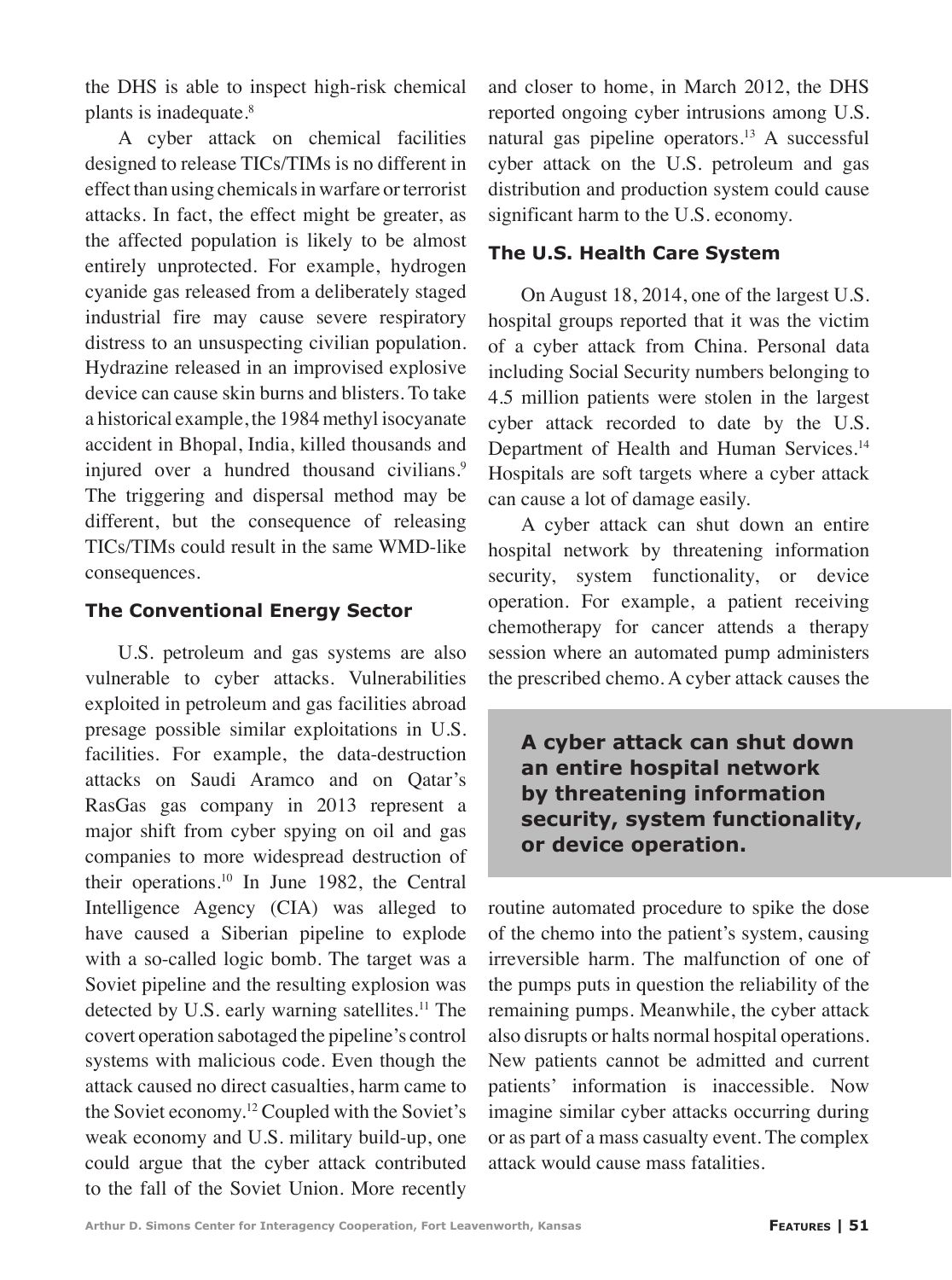the DHS is able to inspect high-risk chemical plants is inadequate.[8]

A cyber attack on chemical facilities designed to release TICs/TIMs is no different in effect than using chemicals in warfare or terrorist attacks. In fact, the effect might be greater, as the affected population is likely to be almost entirely unprotected. For example, hydrogen cyanide gas released from a deliberately staged industrial fire may cause severe respiratory distress to an unsuspecting civilian population. Hydrazine released in an improvised explosive device can cause skin burns and blisters. To take a historical example, the 1984 methyl isocyanate accident in Bhopal, India, killed thousands and injured over a hundred thousand civilians.[9] The triggering and dispersal method may be different, but the consequence of releasing TICs/TIMs could result in the same WMD-like consequences.

### The Conventional Energy Sector

U.S. petroleum and gas systems are also vulnerable to cyber attacks. Vulnerabilities exploited in petroleum and gas facilities abroad presage possible similar exploitations in U.S. facilities. For example, the data-destruction attacks on Saudi Aramco and on Qatar's RasGas gas company in 2013 represent a major shift from cyber spying on oil and gas companies to more widespread destruction of their operations.[10] In June 1982, the Central Intelligence Agency (CIA) was alleged to have caused a Siberian pipeline to explode with a so-called logic bomb. The target was a Soviet pipeline and the resulting explosion was detected by U.S. early warning satellites.[11] The covert operation sabotaged the pipeline's control systems with malicious code. Even though the attack caused no direct casualties, harm came to the Soviet economy.[12] Coupled with the Soviet's weak economy and U.S. military build-up, one could argue that the cyber attack contributed to the fall of the Soviet Union. More recently and closer to home, in March 2012, the DHS reported ongoing cyber intrusions among U.S. natural gas pipeline operators.[13] A successful cyber attack on the U.S. petroleum and gas distribution and production system could cause significant harm to the U.S. economy.

### The U.S. Health Care System

On August 18, 2014, one of the largest U.S. hospital groups reported that it was the victim of a cyber attack from China. Personal data including Social Security numbers belonging to 4.5 million patients were stolen in the largest cyber attack recorded to date by the U.S. Department of Health and Human Services.[14] Hospitals are soft targets where a cyber attack can cause a lot of damage easily.

A cyber attack can shut down an entire hospital network by threatening information security, system functionality, or device operation. For example, a patient receiving chemotherapy for cancer attends a therapy session where an automated pump administers the prescribed chemo. A cyber attack causes the routine automated procedure to spike the dose of the chemo into the patient's system, causing irreversible harm. The malfunction of one of the pumps puts in question the reliability of the remaining pumps. Meanwhile, the cyber attack also disrupts or halts normal hospital operations. New patients cannot be admitted and current patients' information is inaccessible. Now imagine similar cyber attacks occurring during or as part of a mass casualty event. The complex attack would cause mass fatalities.

> **A cyber attack can shut down an entire hospital network by threatening information security, system functionality, or device operation.**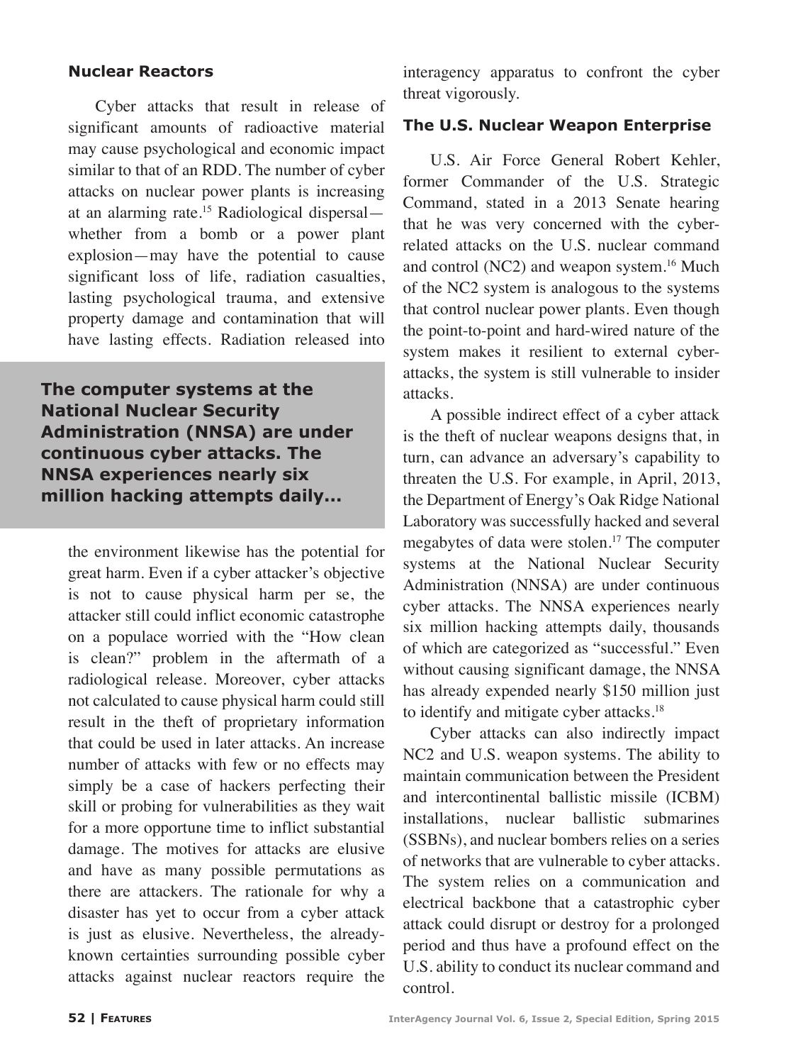## Nuclear Reactors

Cyber attacks that result in release of significant amounts of radioactive material may cause psychological and economic impact similar to that of an RDD. The number of cyber attacks on nuclear power plants is increasing at an alarming rate.[15] Radiological dispersal—whether from a bomb or a power plant explosion—may have the potential to cause significant loss of life, radiation casualties, lasting psychological trauma, and extensive property damage and contamination that will have lasting effects. Radiation released into the environment likewise has the potential for great harm. Even if a cyber attacker's objective is not to cause physical harm per se, the attacker still could inflict economic catastrophe on a populace worried with the "How clean is clean?" problem in the aftermath of a radiological release. Moreover, cyber attacks not calculated to cause physical harm could still result in the theft of proprietary information that could be used in later attacks. An increase number of attacks with few or no effects may simply be a case of hackers perfecting their skill or probing for vulnerabilities as they wait for a more opportune time to inflict substantial damage. The motives for attacks are elusive and have as many possible permutations as there are attackers. The rationale for why a disaster has yet to occur from a cyber attack is just as elusive. Nevertheless, the already-known certainties surrounding possible cyber attacks against nuclear reactors require the interagency apparatus to confront the cyber threat vigorously.

**The computer systems at the National Nuclear Security Administration (NNSA) are under continuous cyber attacks. The NNSA experiences nearly six million hacking attempts daily...**

## The U.S. Nuclear Weapon Enterprise

U.S. Air Force General Robert Kehler, former Commander of the U.S. Strategic Command, stated in a 2013 Senate hearing that he was very concerned with the cyber-related attacks on the U.S. nuclear command and control (NC2) and weapon system.[16] Much of the NC2 system is analogous to the systems that control nuclear power plants. Even though the point-to-point and hard-wired nature of the system makes it resilient to external cyber-attacks, the system is still vulnerable to insider attacks.

A possible indirect effect of a cyber attack is the theft of nuclear weapons designs that, in turn, can advance an adversary's capability to threaten the U.S. For example, in April, 2013, the Department of Energy's Oak Ridge National Laboratory was successfully hacked and several megabytes of data were stolen.[17] The computer systems at the National Nuclear Security Administration (NNSA) are under continuous cyber attacks. The NNSA experiences nearly six million hacking attempts daily, thousands of which are categorized as "successful." Even without causing significant damage, the NNSA has already expended nearly $150 million just to identify and mitigate cyber attacks.[18]

Cyber attacks can also indirectly impact NC2 and U.S. weapon systems. The ability to maintain communication between the President and intercontinental ballistic missile (ICBM) installations, nuclear ballistic submarines (SSBNs), and nuclear bombers relies on a series of networks that are vulnerable to cyber attacks. The system relies on a communication and electrical backbone that a catastrophic cyber attack could disrupt or destroy for a prolonged period and thus have a profound effect on the U.S. ability to conduct its nuclear command and control.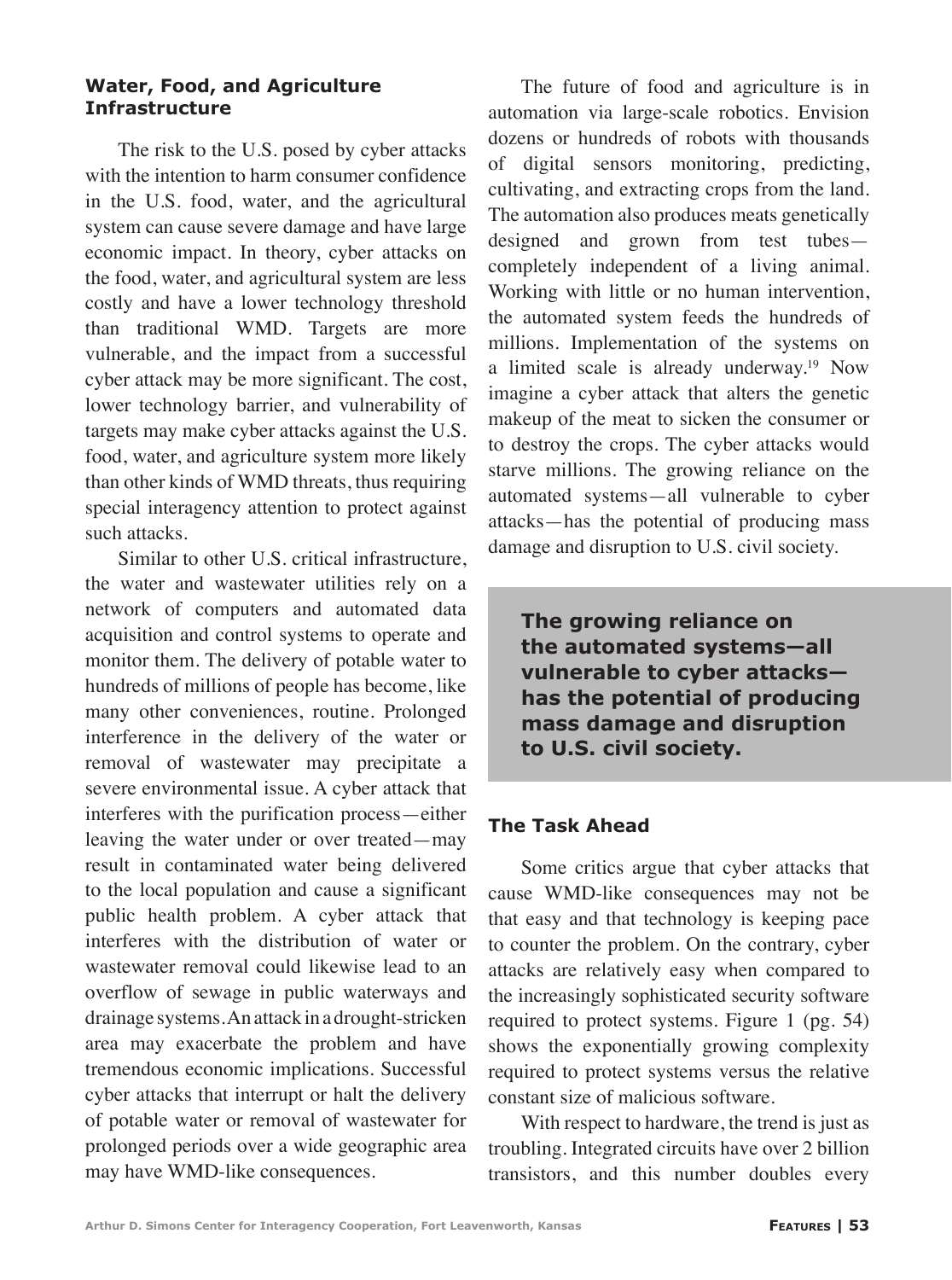### Water, Food, and Agriculture Infrastructure

The risk to the U.S. posed by cyber attacks with the intention to harm consumer confidence in the U.S. food, water, and the agricultural system can cause severe damage and have large economic impact. In theory, cyber attacks on the food, water, and agricultural system are less costly and have a lower technology threshold than traditional WMD. Targets are more vulnerable, and the impact from a successful cyber attack may be more significant. The cost, lower technology barrier, and vulnerability of targets may make cyber attacks against the U.S. food, water, and agriculture system more likely than other kinds of WMD threats, thus requiring special interagency attention to protect against such attacks.

Similar to other U.S. critical infrastructure, the water and wastewater utilities rely on a network of computers and automated data acquisition and control systems to operate and monitor them. The delivery of potable water to hundreds of millions of people has become, like many other conveniences, routine. Prolonged interference in the delivery of the water or removal of wastewater may precipitate a severe environmental issue. A cyber attack that interferes with the purification process—either leaving the water under or over treated—may result in contaminated water being delivered to the local population and cause a significant public health problem. A cyber attack that interferes with the distribution of water or wastewater removal could likewise lead to an overflow of sewage in public waterways and drainage systems. An attack in a drought-stricken area may exacerbate the problem and have tremendous economic implications. Successful cyber attacks that interrupt or halt the delivery of potable water or removal of wastewater for prolonged periods over a wide geographic area may have WMD-like consequences.

The future of food and agriculture is in automation via large-scale robotics. Envision dozens or hundreds of robots with thousands of digital sensors monitoring, predicting, cultivating, and extracting crops from the land. The automation also produces meats genetically designed and grown from test tubes—completely independent of a living animal. Working with little or no human intervention, the automated system feeds the hundreds of millions. Implementation of the systems on a limited scale is already underway.[19] Now imagine a cyber attack that alters the genetic makeup of the meat to sicken the consumer or to destroy the crops. The cyber attacks would starve millions. The growing reliance on the automated systems—all vulnerable to cyber attacks—has the potential of producing mass damage and disruption to U.S. civil society.

**The growing reliance on the automated systems—all vulnerable to cyber attacks—has the potential of producing mass damage and disruption to U.S. civil society.**

### The Task Ahead

Some critics argue that cyber attacks that cause WMD-like consequences may not be that easy and that technology is keeping pace to counter the problem. On the contrary, cyber attacks are relatively easy when compared to the increasingly sophisticated security software required to protect systems. Figure 1 (pg. 54) shows the exponentially growing complexity required to protect systems versus the relative constant size of malicious software.

With respect to hardware, the trend is just as troubling. Integrated circuits have over 2 billion transistors, and this number doubles every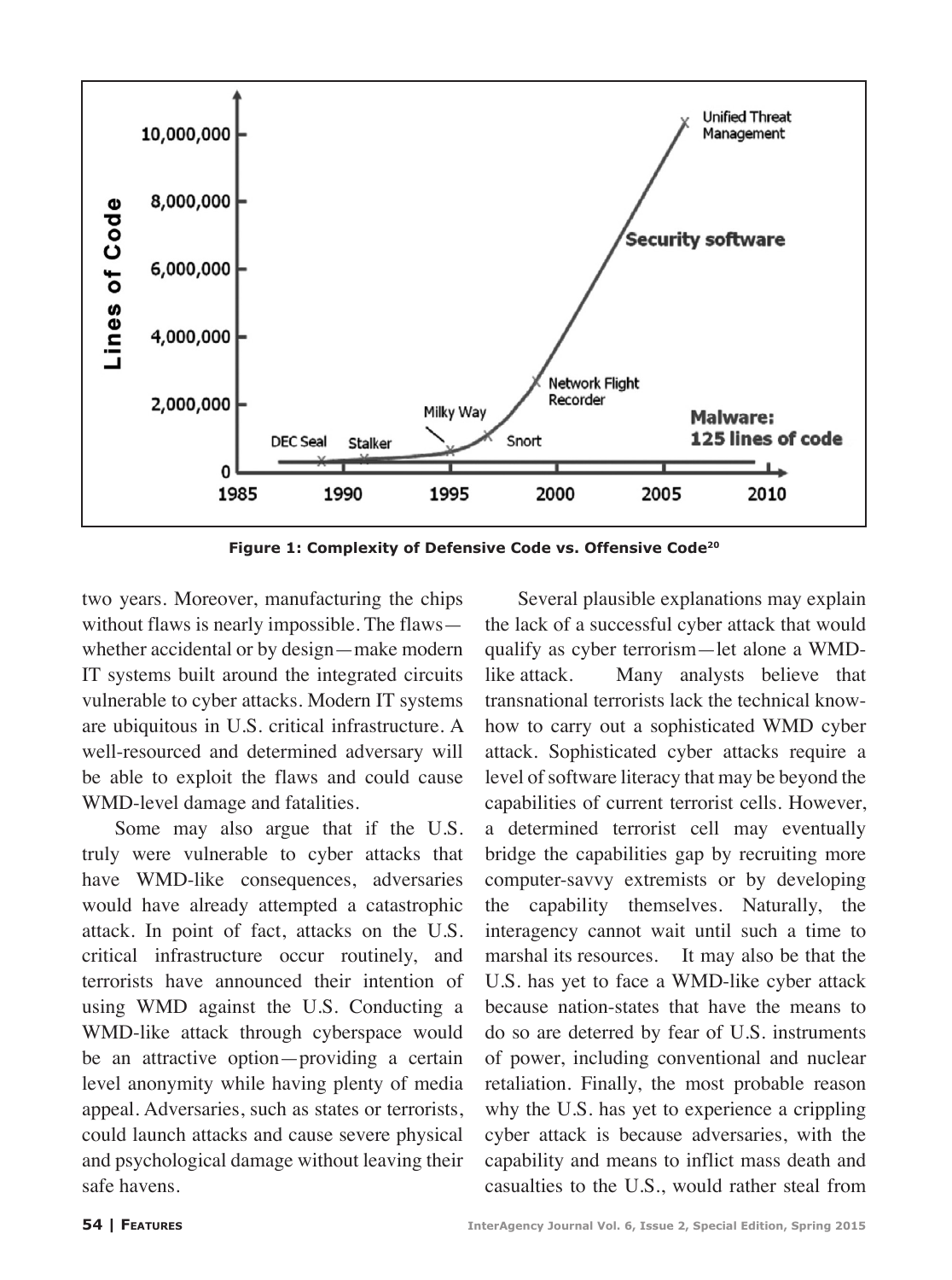Figure 1: Complexity of Defensive Code vs. Offensive Code[20]

two years. Moreover, manufacturing the chips without flaws is nearly impossible. The flaws—whether accidental or by design—make modern IT systems built around the integrated circuits vulnerable to cyber attacks. Modern IT systems are ubiquitous in U.S. critical infrastructure. A well-resourced and determined adversary will be able to exploit the flaws and could cause WMD-level damage and fatalities.

Some may also argue that if the U.S. truly were vulnerable to cyber attacks that have WMD-like consequences, adversaries would have already attempted a catastrophic attack. In point of fact, attacks on the U.S. critical infrastructure occur routinely, and terrorists have announced their intention of using WMD against the U.S. Conducting a WMD-like attack through cyberspace would be an attractive option—providing a certain level anonymity while having plenty of media appeal. Adversaries, such as states or terrorists, could launch attacks and cause severe physical and psychological damage without leaving their safe havens.

Several plausible explanations may explain the lack of a successful cyber attack that would qualify as cyber terrorism—let alone a WMD-like attack. Many analysts believe that transnational terrorists lack the technical know-how to carry out a sophisticated WMD cyber attack. Sophisticated cyber attacks require a level of software literacy that may be beyond the capabilities of current terrorist cells. However, a determined terrorist cell may eventually bridge the capabilities gap by recruiting more computer-savvy extremists or by developing the capability themselves. Naturally, the interagency cannot wait until such a time to marshal its resources. It may also be that the U.S. has yet to face a WMD-like cyber attack because nation-states that have the means to do so are deterred by fear of U.S. instruments of power, including conventional and nuclear retaliation. Finally, the most probable reason why the U.S. has yet to experience a crippling cyber attack is because adversaries, with the capability and means to inflict mass death and casualties to the U.S., would rather steal from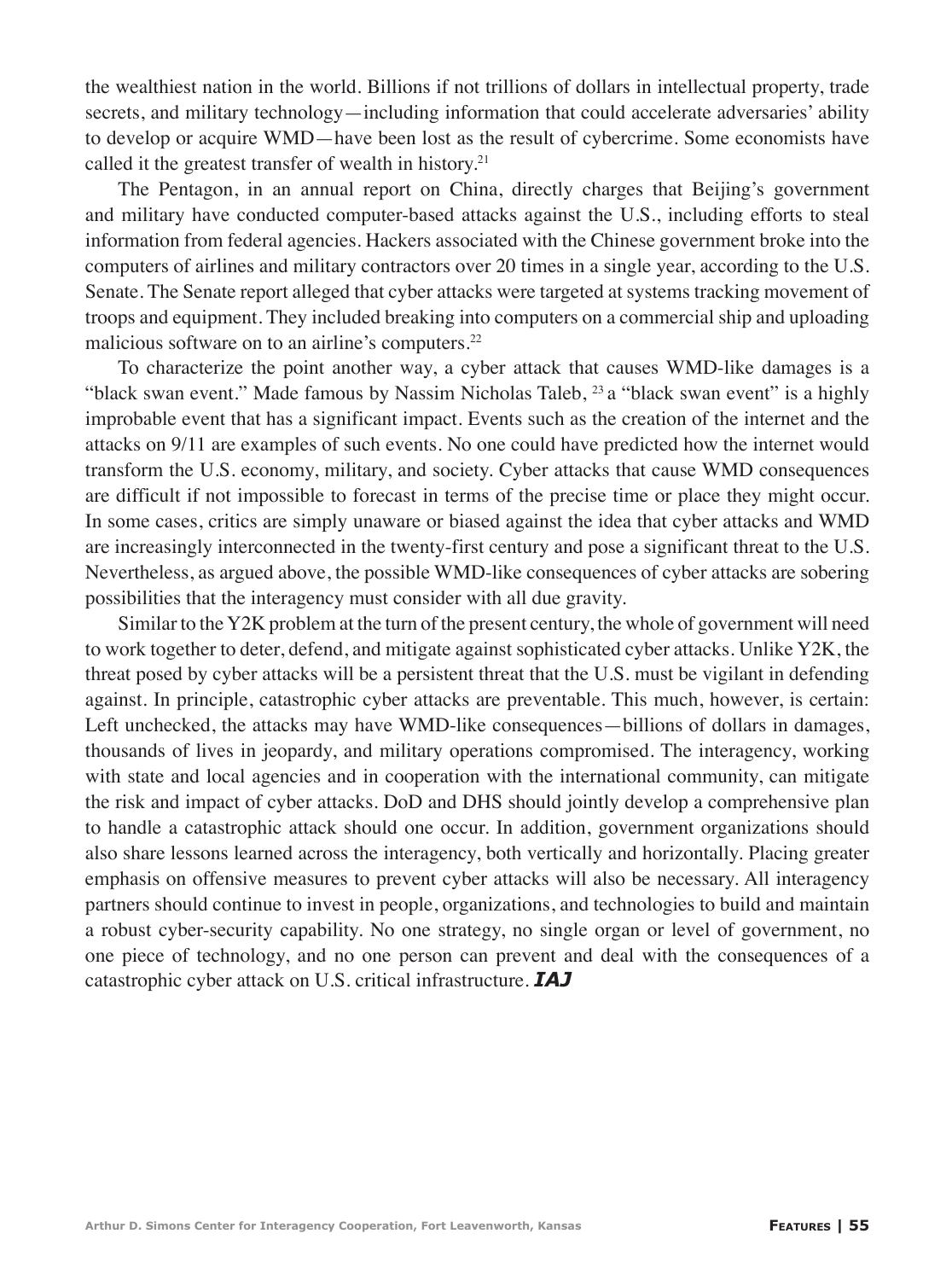the wealthiest nation in the world. Billions if not trillions of dollars in intellectual property, trade secrets, and military technology—including information that could accelerate adversaries' ability to develop or acquire WMD—have been lost as the result of cybercrime. Some economists have called it the greatest transfer of wealth in history.[21]

The Pentagon, in an annual report on China, directly charges that Beijing's government and military have conducted computer-based attacks against the U.S., including efforts to steal information from federal agencies. Hackers associated with the Chinese government broke into the computers of airlines and military contractors over 20 times in a single year, according to the U.S. Senate. The Senate report alleged that cyber attacks were targeted at systems tracking movement of troops and equipment. They included breaking into computers on a commercial ship and uploading malicious software on to an airline's computers.[22]

To characterize the point another way, a cyber attack that causes WMD-like damages is a "black swan event." Made famous by Nassim Nicholas Taleb, [23] a "black swan event" is a highly improbable event that has a significant impact. Events such as the creation of the internet and the attacks on 9/11 are examples of such events. No one could have predicted how the internet would transform the U.S. economy, military, and society. Cyber attacks that cause WMD consequences are difficult if not impossible to forecast in terms of the precise time or place they might occur. In some cases, critics are simply unaware or biased against the idea that cyber attacks and WMD are increasingly interconnected in the twenty-first century and pose a significant threat to the U.S. Nevertheless, as argued above, the possible WMD-like consequences of cyber attacks are sobering possibilities that the interagency must consider with all due gravity.

Similar to the Y2K problem at the turn of the present century, the whole of government will need to work together to deter, defend, and mitigate against sophisticated cyber attacks. Unlike Y2K, the threat posed by cyber attacks will be a persistent threat that the U.S. must be vigilant in defending against. In principle, catastrophic cyber attacks are preventable. This much, however, is certain: Left unchecked, the attacks may have WMD-like consequences—billions of dollars in damages, thousands of lives in jeopardy, and military operations compromised. The interagency, working with state and local agencies and in cooperation with the international community, can mitigate the risk and impact of cyber attacks. DoD and DHS should jointly develop a comprehensive plan to handle a catastrophic attack should one occur. In addition, government organizations should also share lessons learned across the interagency, both vertically and horizontally. Placing greater emphasis on offensive measures to prevent cyber attacks will also be necessary. All interagency partners should continue to invest in people, organizations, and technologies to build and maintain a robust cyber-security capability. No one strategy, no single organ or level of government, no one piece of technology, and no one person can prevent and deal with the consequences of a catastrophic cyber attack on U.S. critical infrastructure. ***IAJ***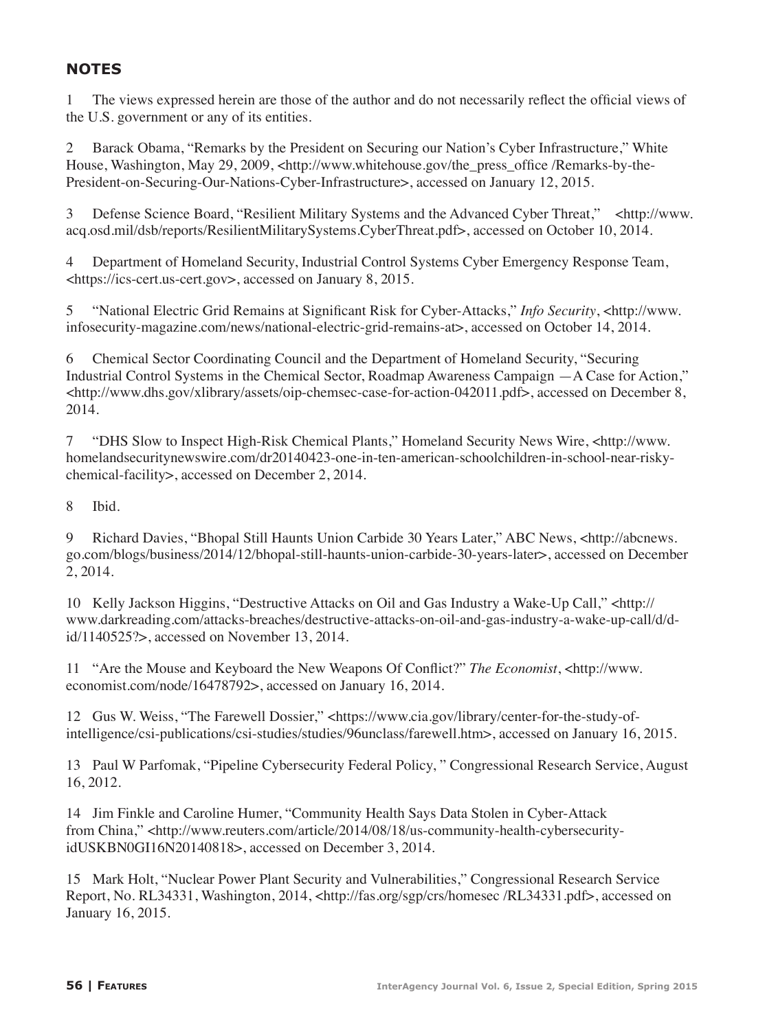## NOTES

1 The views expressed herein are those of the author and do not necessarily reflect the official views of the U.S. government or any of its entities.

2 Barack Obama, "Remarks by the President on Securing our Nation's Cyber Infrastructure," White House, Washington, May 29, 2009, <http://www.whitehouse.gov/the_press_office /Remarks-by-the-President-on-Securing-Our-Nations-Cyber-Infrastructure>, accessed on January 12, 2015.

3 Defense Science Board, "Resilient Military Systems and the Advanced Cyber Threat," <http://www.acq.osd.mil/dsb/reports/ResilientMilitarySystems.CyberThreat.pdf>, accessed on October 10, 2014.

4 Department of Homeland Security, Industrial Control Systems Cyber Emergency Response Team, <https://ics-cert.us-cert.gov>, accessed on January 8, 2015.

5 "National Electric Grid Remains at Significant Risk for Cyber-Attacks," *Info Security*, <http://www.infosecurity-magazine.com/news/national-electric-grid-remains-at>, accessed on October 14, 2014.

6 Chemical Sector Coordinating Council and the Department of Homeland Security, "Securing Industrial Control Systems in the Chemical Sector, Roadmap Awareness Campaign —A Case for Action," <http://www.dhs.gov/xlibrary/assets/oip-chemsec-case-for-action-042011.pdf>, accessed on December 8, 2014.

7 "DHS Slow to Inspect High-Risk Chemical Plants," Homeland Security News Wire, <http://www.homelandsecuritynewswire.com/dr20140423-one-in-ten-american-schoolchildren-in-school-near-risky-chemical-facility>, accessed on December 2, 2014.

8 Ibid.

9 Richard Davies, "Bhopal Still Haunts Union Carbide 30 Years Later," ABC News, <http://abcnews.go.com/blogs/business/2014/12/bhopal-still-haunts-union-carbide-30-years-later>, accessed on December 2, 2014.

10 Kelly Jackson Higgins, "Destructive Attacks on Oil and Gas Industry a Wake-Up Call," <http://www.darkreading.com/attacks-breaches/destructive-attacks-on-oil-and-gas-industry-a-wake-up-call/d/d-id/1140525?>, accessed on November 13, 2014.

11 "Are the Mouse and Keyboard the New Weapons Of Conflict?" *The Economist*, <http://www.economist.com/node/16478792>, accessed on January 16, 2014.

12 Gus W. Weiss, "The Farewell Dossier," <https://www.cia.gov/library/center-for-the-study-of-intelligence/csi-publications/csi-studies/studies/96unclass/farewell.htm>, accessed on January 16, 2015.

13 Paul W Parfomak, "Pipeline Cybersecurity Federal Policy, " Congressional Research Service, August 16, 2012.

14 Jim Finkle and Caroline Humer, "Community Health Says Data Stolen in Cyber-Attack from China," <http://www.reuters.com/article/2014/08/18/us-community-health-cybersecurity-idUSKBN0GI16N20140818>, accessed on December 3, 2014.

15 Mark Holt, "Nuclear Power Plant Security and Vulnerabilities," Congressional Research Service Report, No. RL34331, Washington, 2014, <http://fas.org/sgp/crs/homesec /RL34331.pdf>, accessed on January 16, 2015.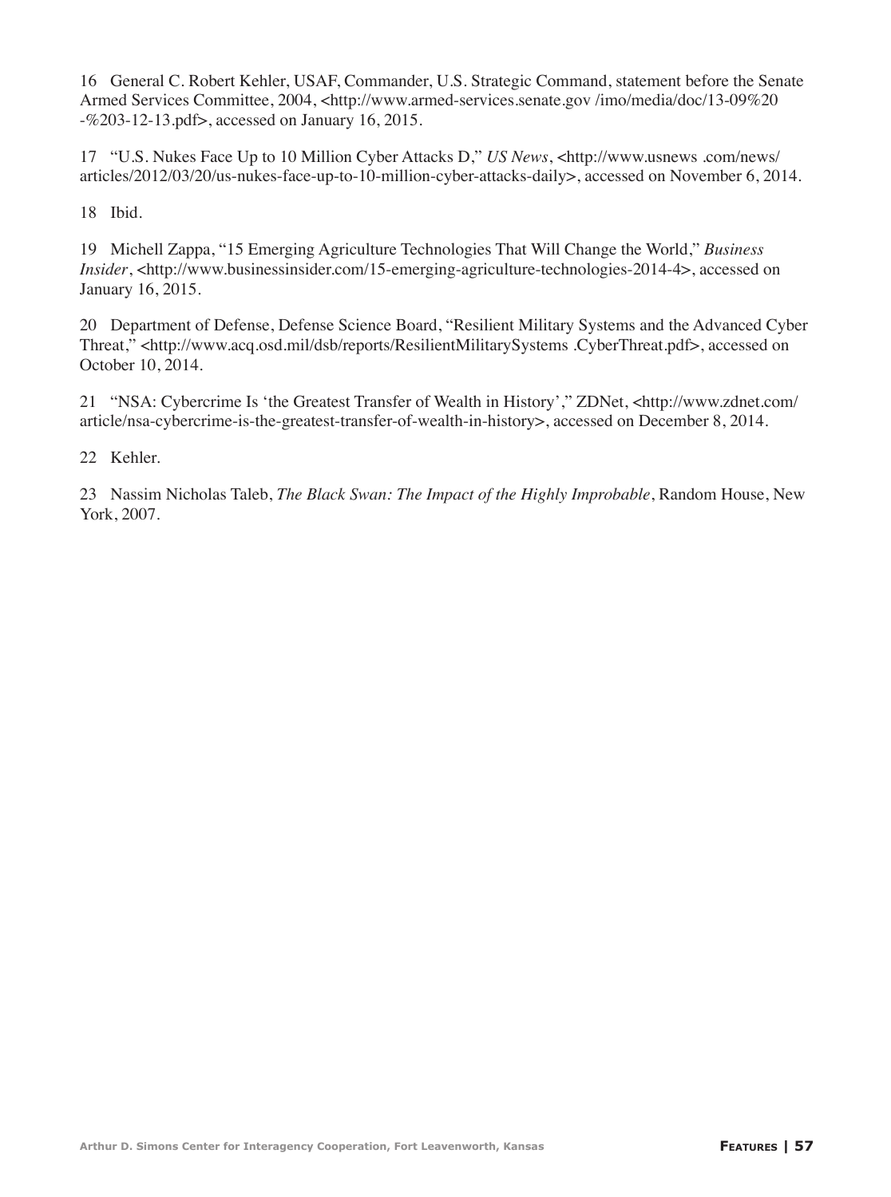16 General C. Robert Kehler, USAF, Commander, U.S. Strategic Command, statement before the Senate Armed Services Committee, 2004, <http://www.armed-services.senate.gov /imo/media/doc/13-09%20 -%203-12-13.pdf>, accessed on January 16, 2015.

17 "U.S. Nukes Face Up to 10 Million Cyber Attacks D," *US News*, <http://www.usnews .com/news/ articles/2012/03/20/us-nukes-face-up-to-10-million-cyber-attacks-daily>, accessed on November 6, 2014.

18 Ibid.

19 Michell Zappa, "15 Emerging Agriculture Technologies That Will Change the World," *Business Insider*, <http://www.businessinsider.com/15-emerging-agriculture-technologies-2014-4>, accessed on January 16, 2015.

20 Department of Defense, Defense Science Board, "Resilient Military Systems and the Advanced Cyber Threat," <http://www.acq.osd.mil/dsb/reports/ResilientMilitarySystems .CyberThreat.pdf>, accessed on October 10, 2014.

21 "NSA: Cybercrime Is 'the Greatest Transfer of Wealth in History'," ZDNet, <http://www.zdnet.com/ article/nsa-cybercrime-is-the-greatest-transfer-of-wealth-in-history>, accessed on December 8, 2014.

22 Kehler.

23 Nassim Nicholas Taleb, *The Black Swan: The Impact of the Highly Improbable*, Random House, New York, 2007.